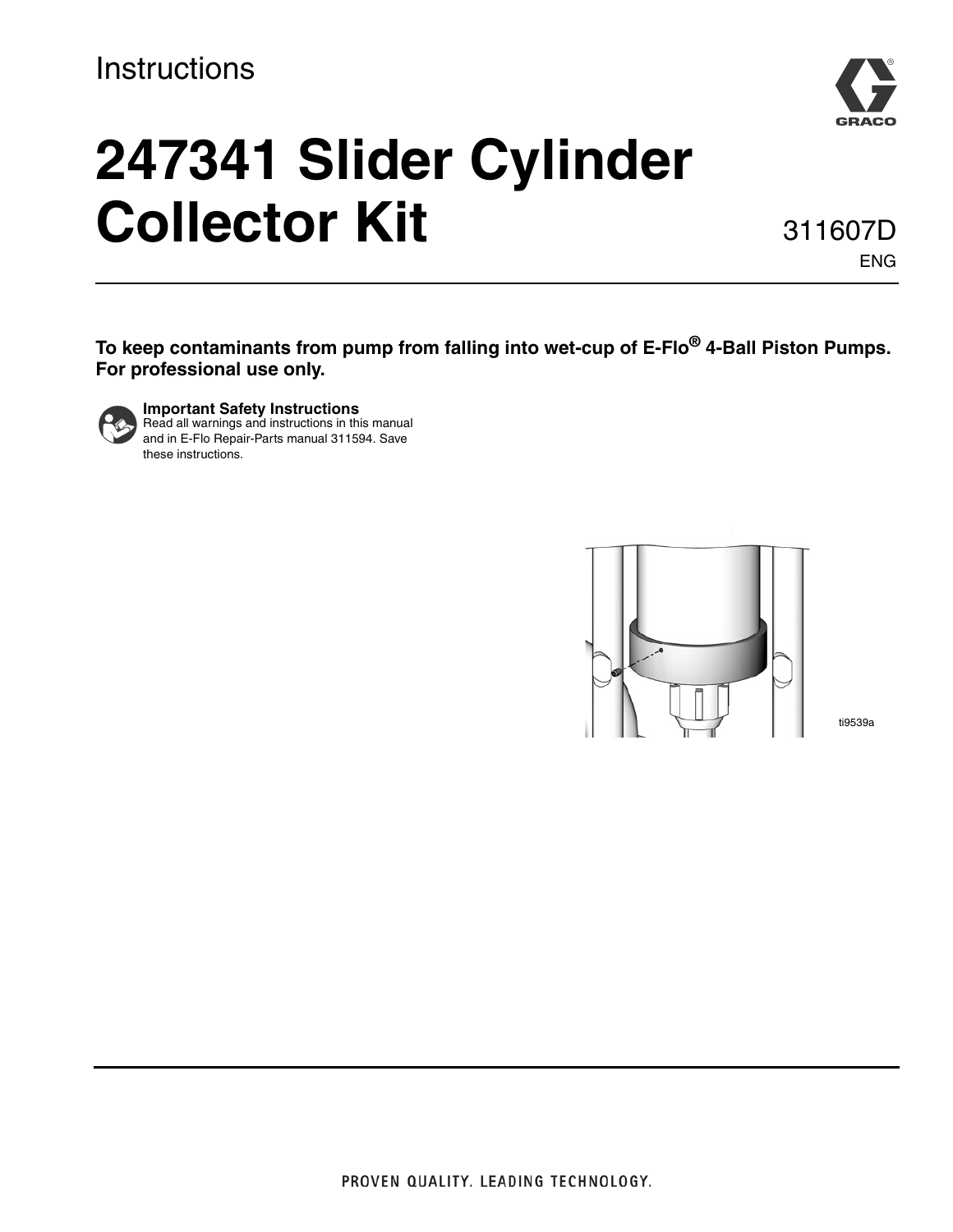Instructions

# 247341 Slider Cylinder Collector Kit

311607D

ENG

**To keep contaminants from pump from falling into wet-cup of E-Flo® 4-Ball Piston Pumps. For professional use only.**

**Important Safety Instructions**
Read all warnings and instructions in this manual and in E-Flo Repair-Parts manual 311594. Save these instructions.

ti9539a

PROVEN QUALITY. LEADING TECHNOLOGY.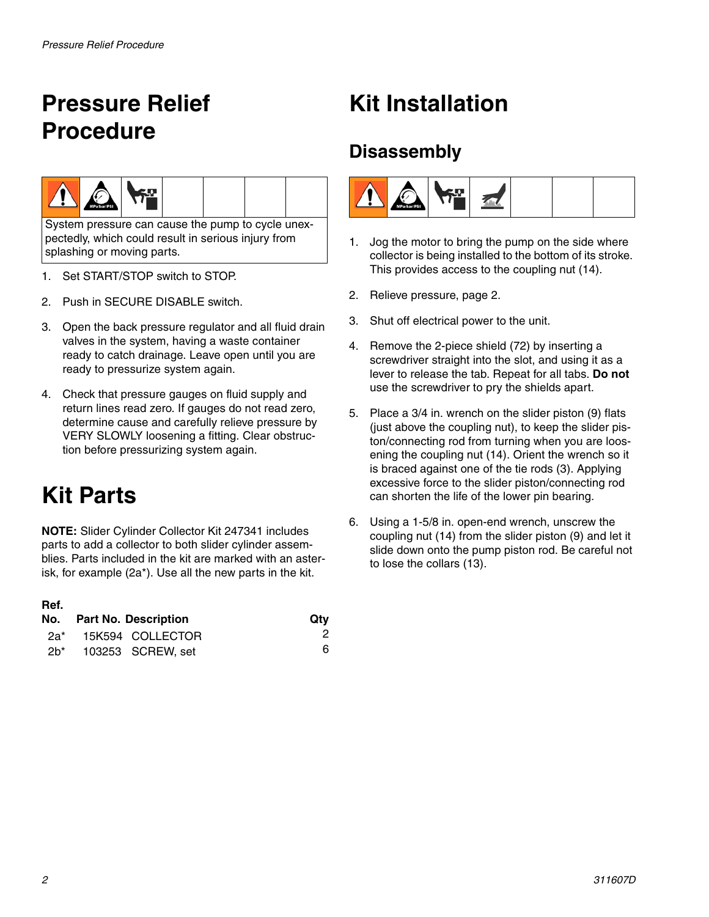# Pressure Relief Procedure

System pressure can cause the pump to cycle unexpectedly, which could result in serious injury from splashing or moving parts.

1. Set START/STOP switch to STOP.
2. Push in SECURE DISABLE switch.
3. Open the back pressure regulator and all fluid drain valves in the system, having a waste container ready to catch drainage. Leave open until you are ready to pressurize system again.
4. Check that pressure gauges on fluid supply and return lines read zero. If gauges do not read zero, determine cause and carefully relieve pressure by VERY SLOWLY loosening a fitting. Clear obstruction before pressurizing system again.

# Kit Parts

**NOTE:** Slider Cylinder Collector Kit 247341 includes parts to add a collector to both slider cylinder assemblies. Parts included in the kit are marked with an asterisk, for example (2a*). Use all the new parts in the kit.

| Ref. No. | Part No. | Description | Qty |
|---|---|---|---|
| 2a* | 15K594 | COLLECTOR | 2 |
| 2b* | 103253 | SCREW, set | 6 |

# Kit Installation

## Disassembly

1. Jog the motor to bring the pump on the side where collector is being installed to the bottom of its stroke. This provides access to the coupling nut (14).
2. Relieve pressure, page 2.
3. Shut off electrical power to the unit.
4. Remove the 2-piece shield (72) by inserting a screwdriver straight into the slot, and using it as a lever to release the tab. Repeat for all tabs. **Do not** use the screwdriver to pry the shields apart.
5. Place a 3/4 in. wrench on the slider piston (9) flats (just above the coupling nut), to keep the slider piston/connecting rod from turning when you are loosening the coupling nut (14). Orient the wrench so it is braced against one of the tie rods (3). Applying excessive force to the slider piston/connecting rod can shorten the life of the lower pin bearing.
6. Using a 1-5/8 in. open-end wrench, unscrew the coupling nut (14) from the slider piston (9) and let it slide down onto the pump piston rod. Be careful not to lose the collars (13).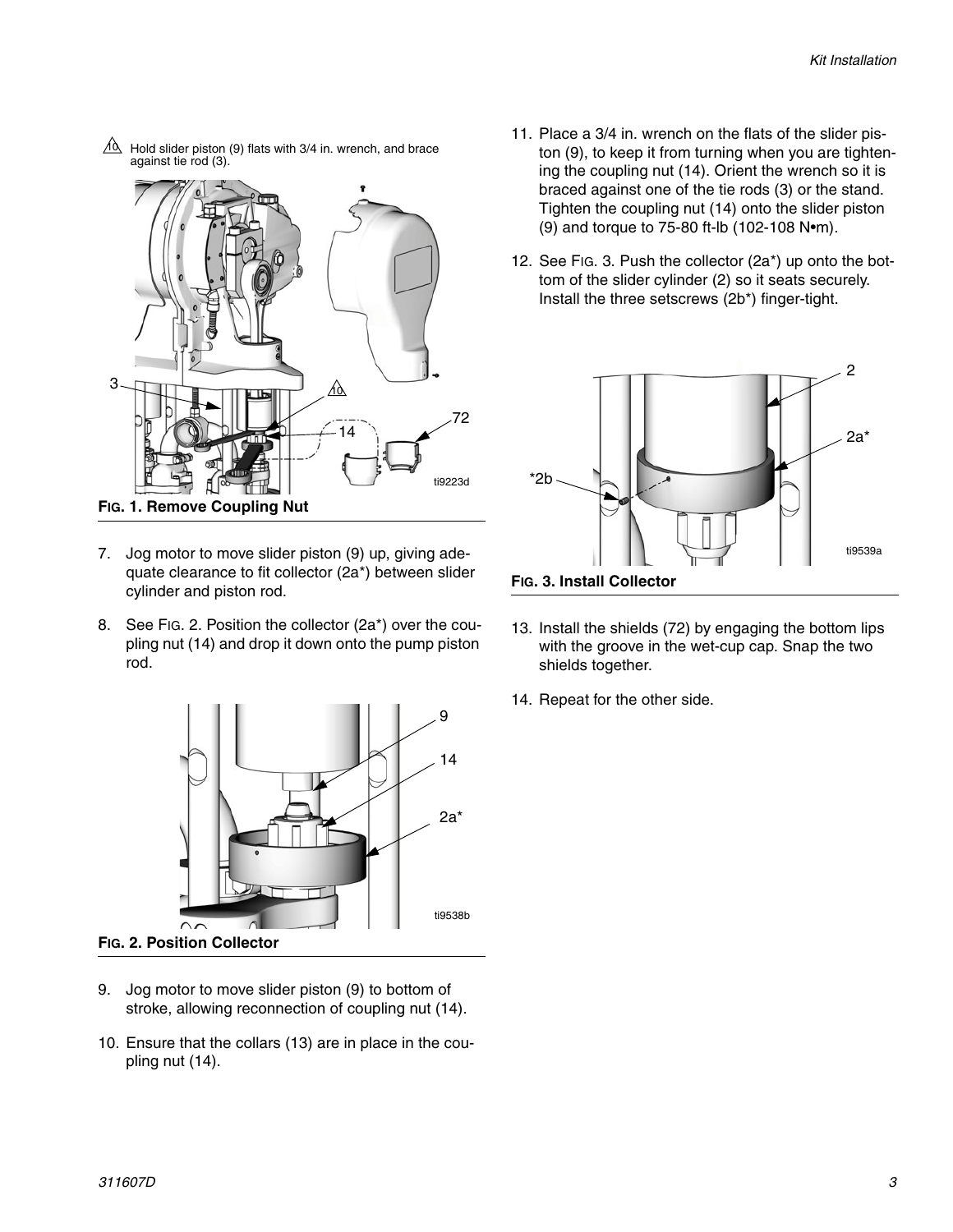Hold slider piston (9) flats with 3/4 in. wrench, and brace against tie rod (3).

**FIG. 1. Remove Coupling Nut**

7. Jog motor to move slider piston (9) up, giving adequate clearance to fit collector (2a*) between slider cylinder and piston rod.
8. See FIG. 2. Position the collector (2a*) over the coupling nut (14) and drop it down onto the pump piston rod.

**FIG. 2. Position Collector**

9. Jog motor to move slider piston (9) to bottom of stroke, allowing reconnection of coupling nut (14).
10. Ensure that the collars (13) are in place in the coupling nut (14).
11. Place a 3/4 in. wrench on the flats of the slider piston (9), to keep it from turning when you are tightening the coupling nut (14). Orient the wrench so it is braced against one of the tie rods (3) or the stand. Tighten the coupling nut (14) onto the slider piston (9) and torque to 75-80 ft-lb (102-108 N•m).
12. See FIG. 3. Push the collector (2a*) up onto the bottom of the slider cylinder (2) so it seats securely. Install the three setscrews (2b*) finger-tight.

**FIG. 3. Install Collector**

13. Install the shields (72) by engaging the bottom lips with the groove in the wet-cup cap. Snap the two shields together.
14. Repeat for the other side.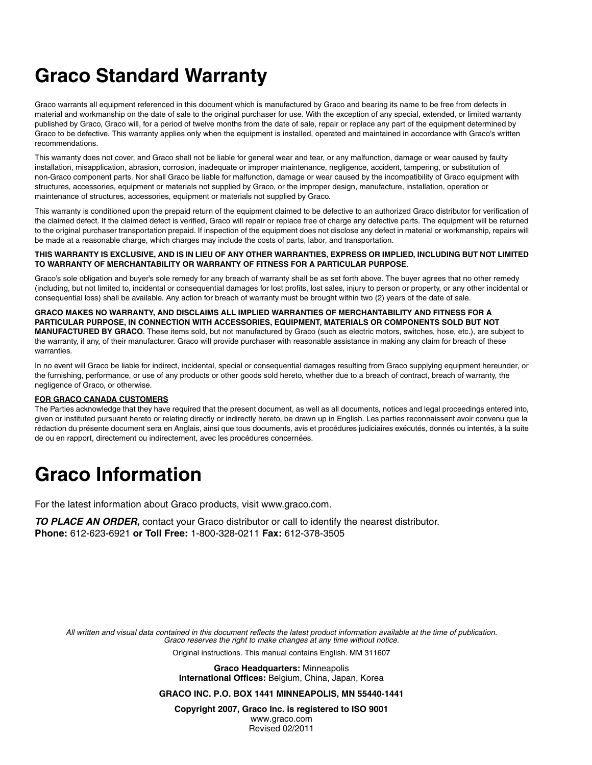# Graco Standard Warranty

Graco warrants all equipment referenced in this document which is manufactured by Graco and bearing its name to be free from defects in material and workmanship on the date of sale to the original purchaser for use. With the exception of any special, extended, or limited warranty published by Graco, Graco will, for a period of twelve months from the date of sale, repair or replace any part of the equipment determined by Graco to be defective. This warranty applies only when the equipment is installed, operated and maintained in accordance with Graco's written recommendations.

This warranty does not cover, and Graco shall not be liable for general wear and tear, or any malfunction, damage or wear caused by faulty installation, misapplication, abrasion, corrosion, inadequate or improper maintenance, negligence, accident, tampering, or substitution of non-Graco component parts. Nor shall Graco be liable for malfunction, damage or wear caused by the incompatibility of Graco equipment with structures, accessories, equipment or materials not supplied by Graco, or the improper design, manufacture, installation, operation or maintenance of structures, accessories, equipment or materials not supplied by Graco.

This warranty is conditioned upon the prepaid return of the equipment claimed to be defective to an authorized Graco distributor for verification of the claimed defect. If the claimed defect is verified, Graco will repair or replace free of charge any defective parts. The equipment will be returned to the original purchaser transportation prepaid. If inspection of the equipment does not disclose any defect in material or workmanship, repairs will be made at a reasonable charge, which charges may include the costs of parts, labor, and transportation.

**THIS WARRANTY IS EXCLUSIVE, AND IS IN LIEU OF ANY OTHER WARRANTIES, EXPRESS OR IMPLIED, INCLUDING BUT NOT LIMITED TO WARRANTY OF MERCHANTABILITY OR WARRANTY OF FITNESS FOR A PARTICULAR PURPOSE**.

Graco's sole obligation and buyer's sole remedy for any breach of warranty shall be as set forth above. The buyer agrees that no other remedy (including, but not limited to, incidental or consequential damages for lost profits, lost sales, injury to person or property, or any other incidental or consequential loss) shall be available. Any action for breach of warranty must be brought within two (2) years of the date of sale.

**GRACO MAKES NO WARRANTY, AND DISCLAIMS ALL IMPLIED WARRANTIES OF MERCHANTABILITY AND FITNESS FOR A PARTICULAR PURPOSE, IN CONNECTION WITH ACCESSORIES, EQUIPMENT, MATERIALS OR COMPONENTS SOLD BUT NOT MANUFACTURED BY GRACO**. These items sold, but not manufactured by Graco (such as electric motors, switches, hose, etc.), are subject to the warranty, if any, of their manufacturer. Graco will provide purchaser with reasonable assistance in making any claim for breach of these warranties.

In no event will Graco be liable for indirect, incidental, special or consequential damages resulting from Graco supplying equipment hereunder, or the furnishing, performance, or use of any products or other goods sold hereto, whether due to a breach of contract, breach of warranty, the negligence of Graco, or otherwise.

**FOR GRACO CANADA CUSTOMERS**

The Parties acknowledge that they have required that the present document, as well as all documents, notices and legal proceedings entered into, given or instituted pursuant hereto or relating directly or indirectly hereto, be drawn up in English. Les parties reconnaissent avoir convenu que la rédaction du présente document sera en Anglais, ainsi que tous documents, avis et procédures judiciaires exécutés, donnés ou intentés, à la suite de ou en rapport, directement ou indirectement, avec les procédures concernées.

# Graco Information

For the latest information about Graco products, visit www.graco.com.

***TO PLACE AN ORDER,*** contact your Graco distributor or call to identify the nearest distributor.
**Phone:** 612-623-6921 **or Toll Free:** 1-800-328-0211 **Fax:** 612-378-3505

*All written and visual data contained in this document reflects the latest product information available at the time of publication. Graco reserves the right to make changes at any time without notice.*

Original instructions. This manual contains English. MM 311607

**Graco Headquarters:** Minneapolis
**International Offices:** Belgium, China, Japan, Korea

**GRACO INC. P.O. BOX 1441 MINNEAPOLIS, MN 55440-1441**

**Copyright 2007, Graco Inc. is registered to ISO 9001**
www.graco.com
Revised 02/2011